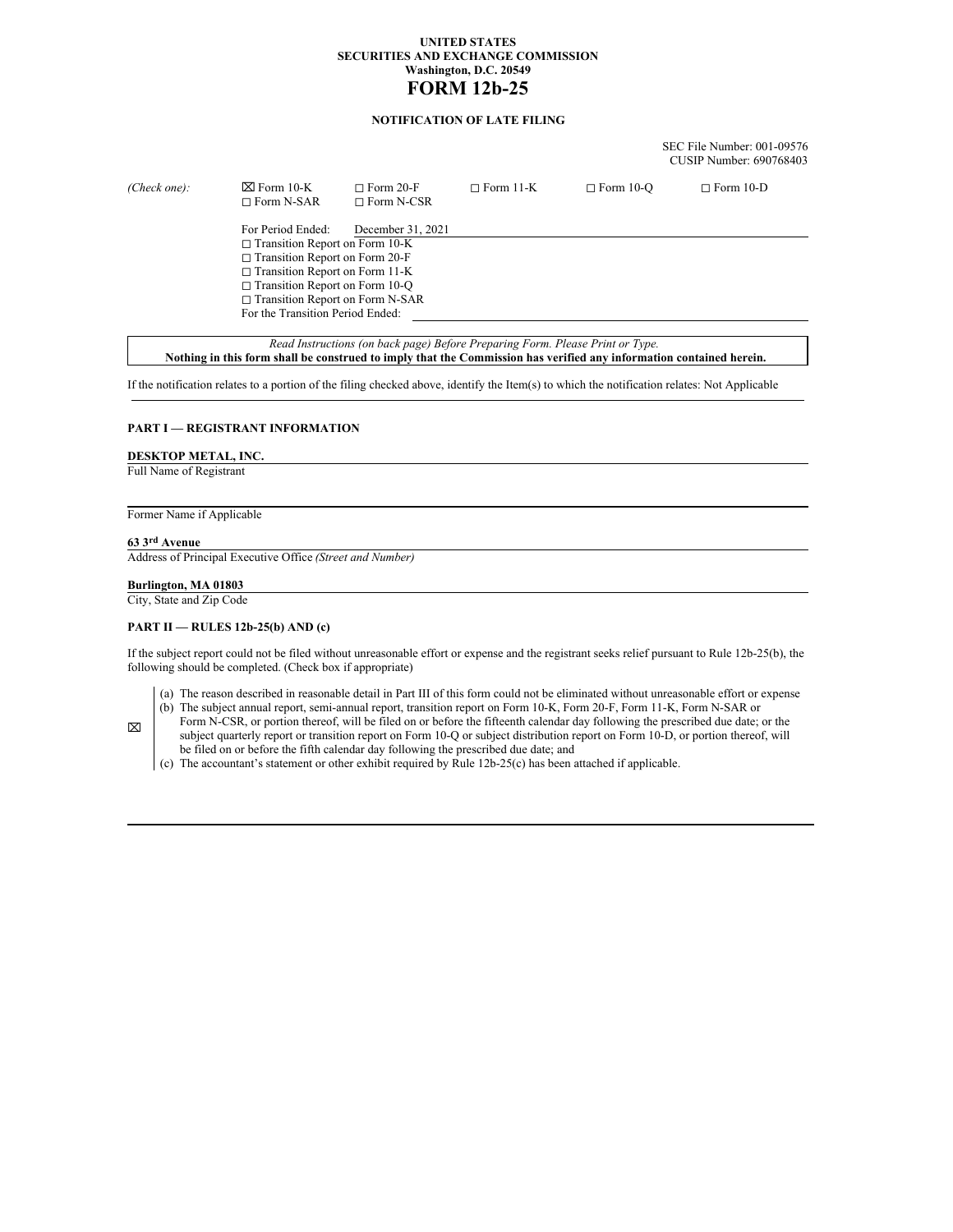UNITED STATES
SECURITIES AND EXCHANGE COMMISSION
Washington, D.C. 20549

# FORM 12b-25

**NOTIFICATION OF LATE FILING**

SEC File Number: 001-09576
CUSIP Number: 690768403

*(Check one):* ☒ Form 10-K ☐ Form 20-F ☐ Form 11-K ☐ Form 10-Q ☐ Form 10-D ☐ Form N-SAR ☐ Form N-CSR

For Period Ended: December 31, 2021

☐ Transition Report on Form 10-K
☐ Transition Report on Form 20-F
☐ Transition Report on Form 11-K
☐ Transition Report on Form 10-Q
☐ Transition Report on Form N-SAR

For the Transition Period Ended:

*Read Instructions (on back page) Before Preparing Form. Please Print or Type.*
**Nothing in this form shall be construed to imply that the Commission has verified any information contained herein.**

If the notification relates to a portion of the filing checked above, identify the Item(s) to which the notification relates: Not Applicable

## PART I — REGISTRANT INFORMATION

**DESKTOP METAL, INC.**
Full Name of Registrant

Former Name if Applicable

**63 3rd Avenue**
Address of Principal Executive Office *(Street and Number)*

**Burlington, MA 01803**
City, State and Zip Code

## PART II — RULES 12b-25(b) AND (c)

If the subject report could not be filed without unreasonable effort or expense and the registrant seeks relief pursuant to Rule 12b-25(b), the following should be completed. (Check box if appropriate)

☒

(a) The reason described in reasonable detail in Part III of this form could not be eliminated without unreasonable effort or expense

(b) The subject annual report, semi-annual report, transition report on Form 10-K, Form 20-F, Form 11-K, Form N-SAR or Form N-CSR, or portion thereof, will be filed on or before the fifteenth calendar day following the prescribed due date; or the subject quarterly report or transition report on Form 10-Q or subject distribution report on Form 10-D, or portion thereof, will be filed on or before the fifth calendar day following the prescribed due date; and

(c) The accountant's statement or other exhibit required by Rule 12b-25(c) has been attached if applicable.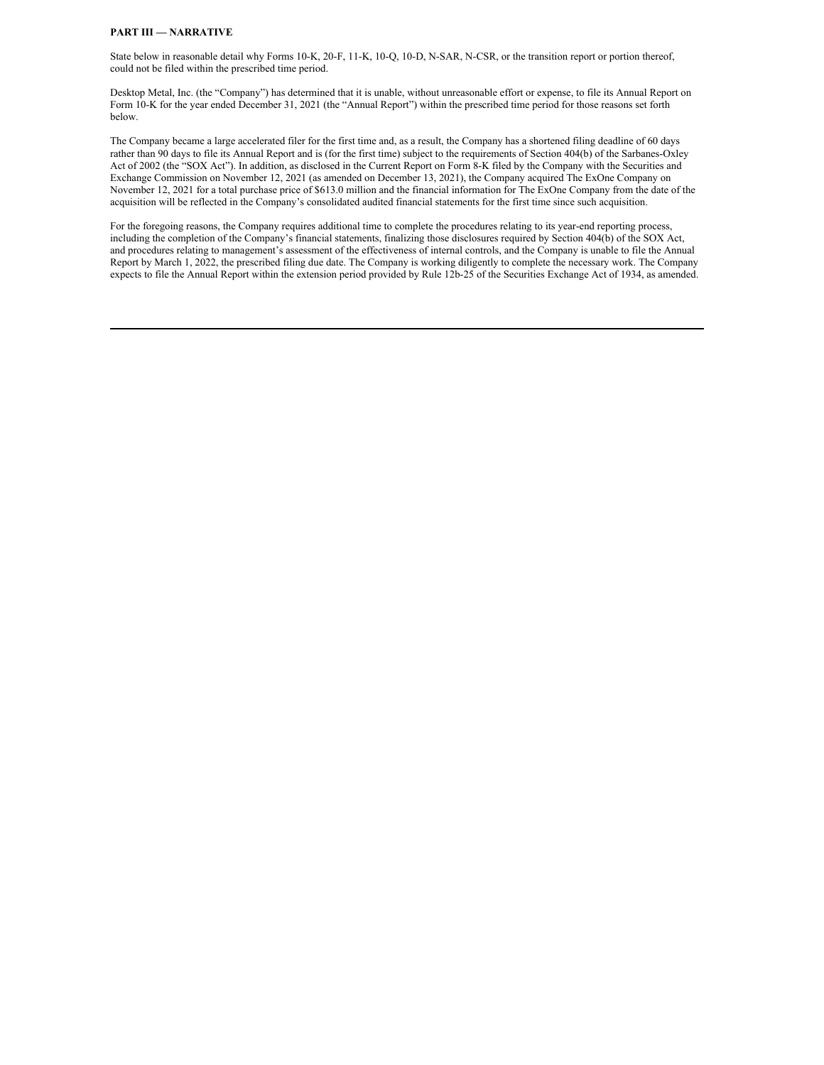**PART III — NARRATIVE**

State below in reasonable detail why Forms 10-K, 20-F, 11-K, 10-Q, 10-D, N-SAR, N-CSR, or the transition report or portion thereof, could not be filed within the prescribed time period.

Desktop Metal, Inc. (the "Company") has determined that it is unable, without unreasonable effort or expense, to file its Annual Report on Form 10-K for the year ended December 31, 2021 (the "Annual Report") within the prescribed time period for those reasons set forth below.

The Company became a large accelerated filer for the first time and, as a result, the Company has a shortened filing deadline of 60 days rather than 90 days to file its Annual Report and is (for the first time) subject to the requirements of Section 404(b) of the Sarbanes-Oxley Act of 2002 (the "SOX Act"). In addition, as disclosed in the Current Report on Form 8-K filed by the Company with the Securities and Exchange Commission on November 12, 2021 (as amended on December 13, 2021), the Company acquired The ExOne Company on November 12, 2021 for a total purchase price of $613.0 million and the financial information for The ExOne Company from the date of the acquisition will be reflected in the Company's consolidated audited financial statements for the first time since such acquisition.

For the foregoing reasons, the Company requires additional time to complete the procedures relating to its year-end reporting process, including the completion of the Company's financial statements, finalizing those disclosures required by Section 404(b) of the SOX Act, and procedures relating to management's assessment of the effectiveness of internal controls, and the Company is unable to file the Annual Report by March 1, 2022, the prescribed filing due date. The Company is working diligently to complete the necessary work. The Company expects to file the Annual Report within the extension period provided by Rule 12b-25 of the Securities Exchange Act of 1934, as amended.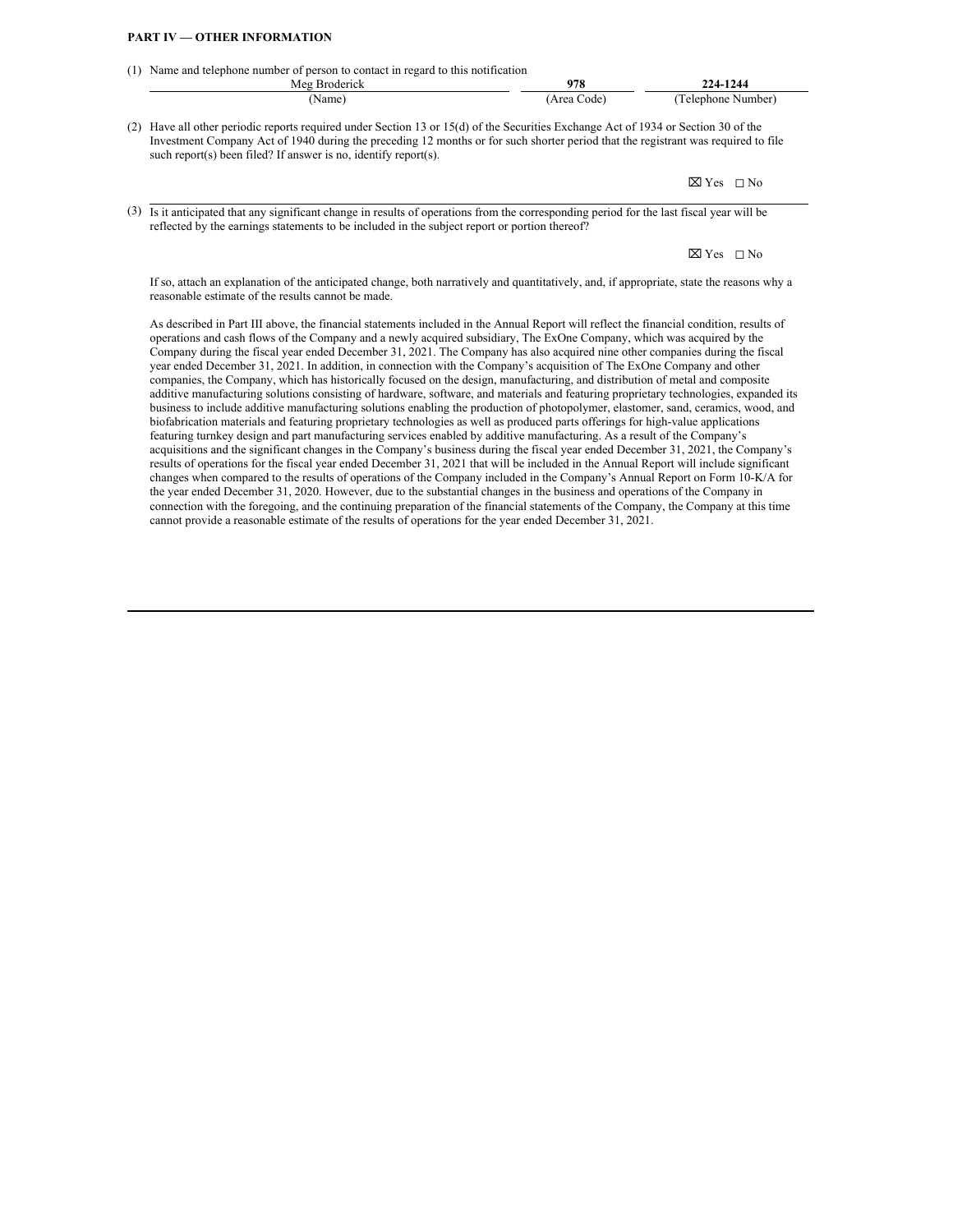**PART IV — OTHER INFORMATION**

(1) Name and telephone number of person to contact in regard to this notification

| Meg Broderick | 978 | 224-1244 |
| --- | --- | --- |
| (Name) | (Area Code) | (Telephone Number) |

(2) Have all other periodic reports required under Section 13 or 15(d) of the Securities Exchange Act of 1934 or Section 30 of the Investment Company Act of 1940 during the preceding 12 months or for such shorter period that the registrant was required to file such report(s) been filed? If answer is no, identify report(s).

☒ Yes ☐ No

(3) Is it anticipated that any significant change in results of operations from the corresponding period for the last fiscal year will be reflected by the earnings statements to be included in the subject report or portion thereof?

☒ Yes ☐ No

If so, attach an explanation of the anticipated change, both narratively and quantitatively, and, if appropriate, state the reasons why a reasonable estimate of the results cannot be made.

As described in Part III above, the financial statements included in the Annual Report will reflect the financial condition, results of operations and cash flows of the Company and a newly acquired subsidiary, The ExOne Company, which was acquired by the Company during the fiscal year ended December 31, 2021. The Company has also acquired nine other companies during the fiscal year ended December 31, 2021. In addition, in connection with the Company's acquisition of The ExOne Company and other companies, the Company, which has historically focused on the design, manufacturing, and distribution of metal and composite additive manufacturing solutions consisting of hardware, software, and materials and featuring proprietary technologies, expanded its business to include additive manufacturing solutions enabling the production of photopolymer, elastomer, sand, ceramics, wood, and biofabrication materials and featuring proprietary technologies as well as produced parts offerings for high-value applications featuring turnkey design and part manufacturing services enabled by additive manufacturing. As a result of the Company's acquisitions and the significant changes in the Company's business during the fiscal year ended December 31, 2021, the Company's results of operations for the fiscal year ended December 31, 2021 that will be included in the Annual Report will include significant changes when compared to the results of operations of the Company included in the Company's Annual Report on Form 10-K/A for the year ended December 31, 2020. However, due to the substantial changes in the business and operations of the Company in connection with the foregoing, and the continuing preparation of the financial statements of the Company, the Company at this time cannot provide a reasonable estimate of the results of operations for the year ended December 31, 2021.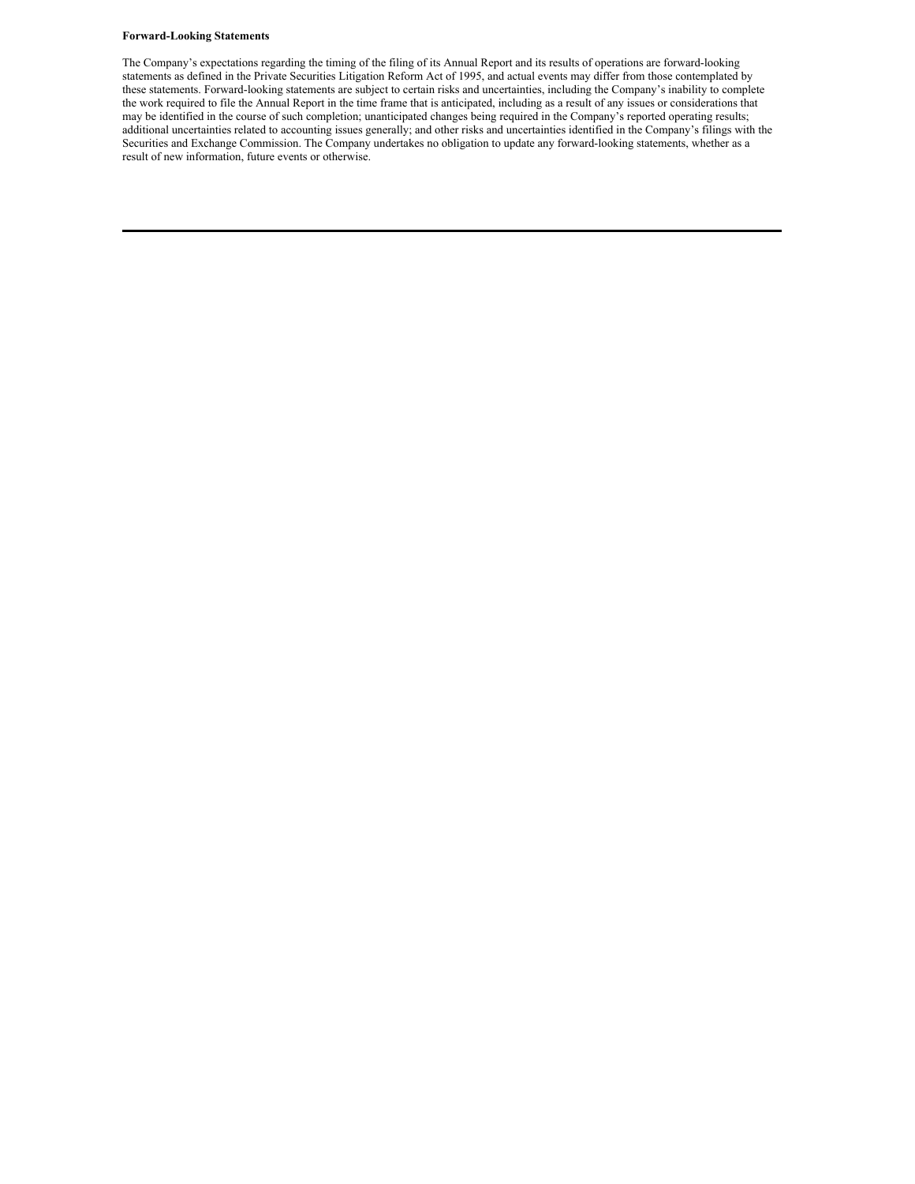**Forward-Looking Statements**

The Company’s expectations regarding the timing of the filing of its Annual Report and its results of operations are forward-looking statements as defined in the Private Securities Litigation Reform Act of 1995, and actual events may differ from those contemplated by these statements. Forward-looking statements are subject to certain risks and uncertainties, including the Company’s inability to complete the work required to file the Annual Report in the time frame that is anticipated, including as a result of any issues or considerations that may be identified in the course of such completion; unanticipated changes being required in the Company’s reported operating results; additional uncertainties related to accounting issues generally; and other risks and uncertainties identified in the Company’s filings with the Securities and Exchange Commission. The Company undertakes no obligation to update any forward-looking statements, whether as a result of new information, future events or otherwise.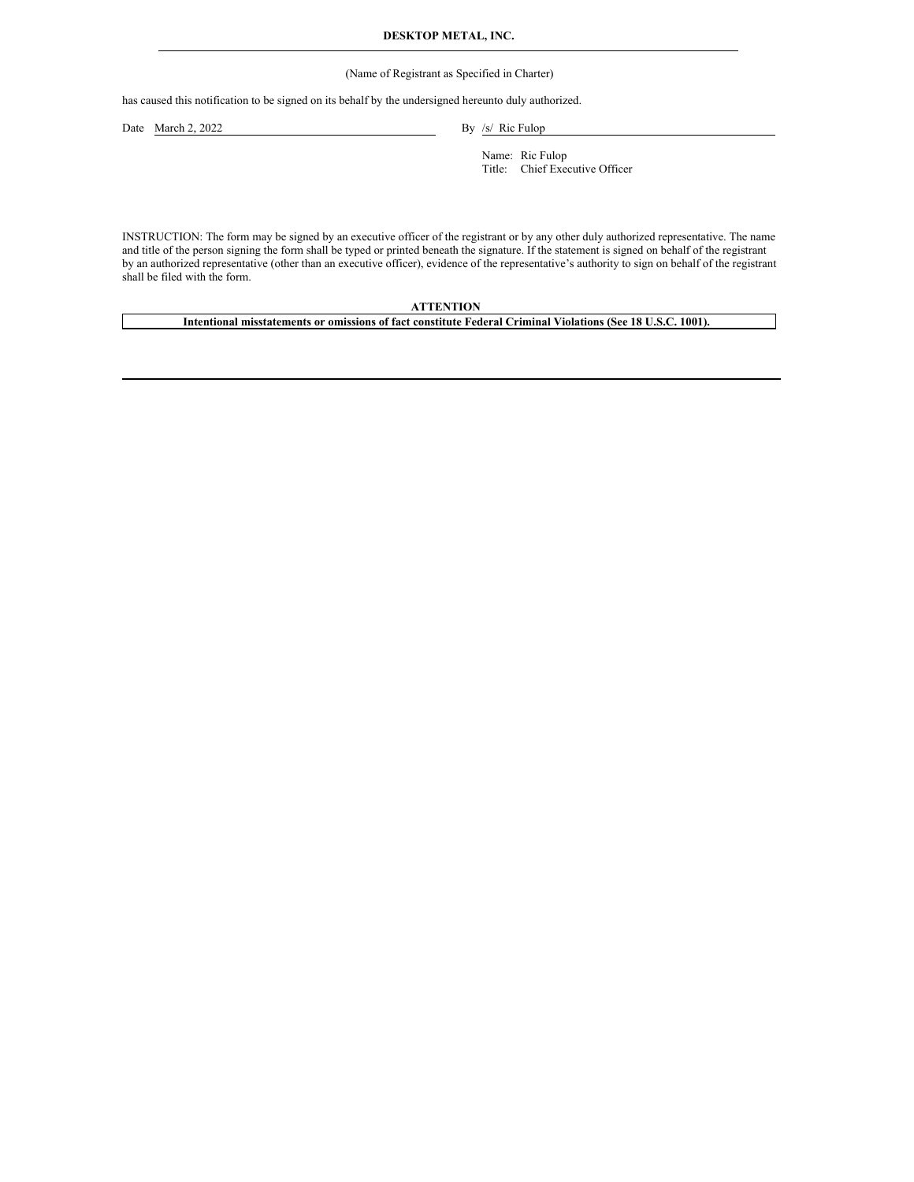**DESKTOP METAL, INC.**

(Name of Registrant as Specified in Charter)

has caused this notification to be signed on its behalf by the undersigned hereunto duly authorized.

| | |
|---|---|
| Date March 2, 2022 | By /s/ Ric Fulop |
| | Name: Ric Fulop |
| | Title: Chief Executive Officer |

INSTRUCTION: The form may be signed by an executive officer of the registrant or by any other duly authorized representative. The name and title of the person signing the form shall be typed or printed beneath the signature. If the statement is signed on behalf of the registrant by an authorized representative (other than an executive officer), evidence of the representative's authority to sign on behalf of the registrant shall be filed with the form.

**ATTENTION**

**Intentional misstatements or omissions of fact constitute Federal Criminal Violations (See 18 U.S.C. 1001).**